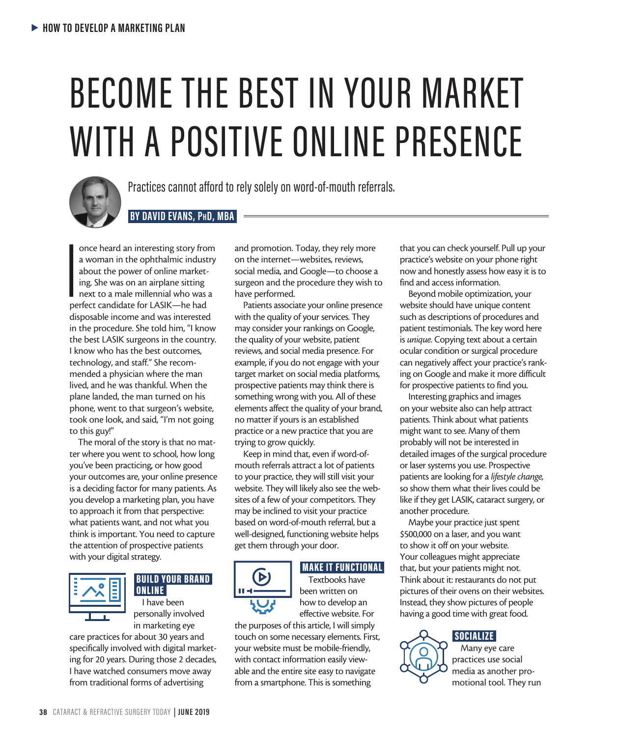HOW TO DEVELOP A MARKETING PLAN

# BECOME THE BEST IN YOUR MARKET WITH A POSITIVE ONLINE PRESENCE

Practices cannot afford to rely solely on word-of-mouth referrals.

**BY DAVID EVANS, PhD, MBA**

I once heard an interesting story from a woman in the ophthalmic industry about the power of online marketing. She was on an airplane sitting next to a male millennial who was a perfect candidate for LASIK—he had disposable income and was interested in the procedure. She told him, "I know the best LASIK surgeons in the country. I know who has the best outcomes, technology, and staff." She recommended a physician where the man lived, and he was thankful. When the plane landed, the man turned on his phone, went to that surgeon's website, took one look, and said, "I'm not going to this guy!"

The moral of the story is that no matter where you went to school, how long you've been practicing, or how good your outcomes are, your online presence is a deciding factor for many patients. As you develop a marketing plan, you have to approach it from that perspective: what patients want, and not what you think is important. You need to capture the attention of prospective patients with your digital strategy.

## BUILD YOUR BRAND ONLINE

I have been personally involved in marketing eye care practices for about 30 years and specifically involved with digital marketing for 20 years. During those 2 decades, I have watched consumers move away from traditional forms of advertising and promotion. Today, they rely more on the internet—websites, reviews, social media, and Google—to choose a surgeon and the procedure they wish to have performed.

Patients associate your online presence with the quality of your services. They may consider your rankings on Google, the quality of your website, patient reviews, and social media presence. For example, if you do not engage with your target market on social media platforms, prospective patients may think there is something wrong with you. All of these elements affect the quality of your brand, no matter if yours is an established practice or a new practice that you are trying to grow quickly.

Keep in mind that, even if word-of-mouth referrals attract a lot of patients to your practice, they will still visit your website. They will likely also see the websites of a few of your competitors. They may be inclined to visit your practice based on word-of-mouth referral, but a well-designed, functioning website helps get them through your door.

## MAKE IT FUNCTIONAL

Textbooks have been written on how to develop an effective website. For the purposes of this article, I will simply touch on some necessary elements. First, your website must be mobile-friendly, with contact information easily viewable and the entire site easy to navigate from a smartphone. This is something that you can check yourself. Pull up your practice's website on your phone right now and honestly assess how easy it is to find and access information.

Beyond mobile optimization, your website should have unique content such as descriptions of procedures and patient testimonials. The key word here is *unique*. Copying text about a certain ocular condition or surgical procedure can negatively affect your practice's ranking on Google and make it more difficult for prospective patients to find you.

Interesting graphics and images on your website also can help attract patients. Think about what patients might want to see. Many of them probably will not be interested in detailed images of the surgical procedure or laser systems you use. Prospective patients are looking for a *lifestyle change*, so show them what their lives could be like if they get LASIK, cataract surgery, or another procedure.

Maybe your practice just spent $500,000 on a laser, and you want to show it off on your website. Your colleagues might appreciate that, but your patients might not. Think about it: restaurants do not put pictures of their ovens on their websites. Instead, they show pictures of people having a good time with great food.

## SOCIALIZE

Many eye care practices use social media as another promotional tool. They run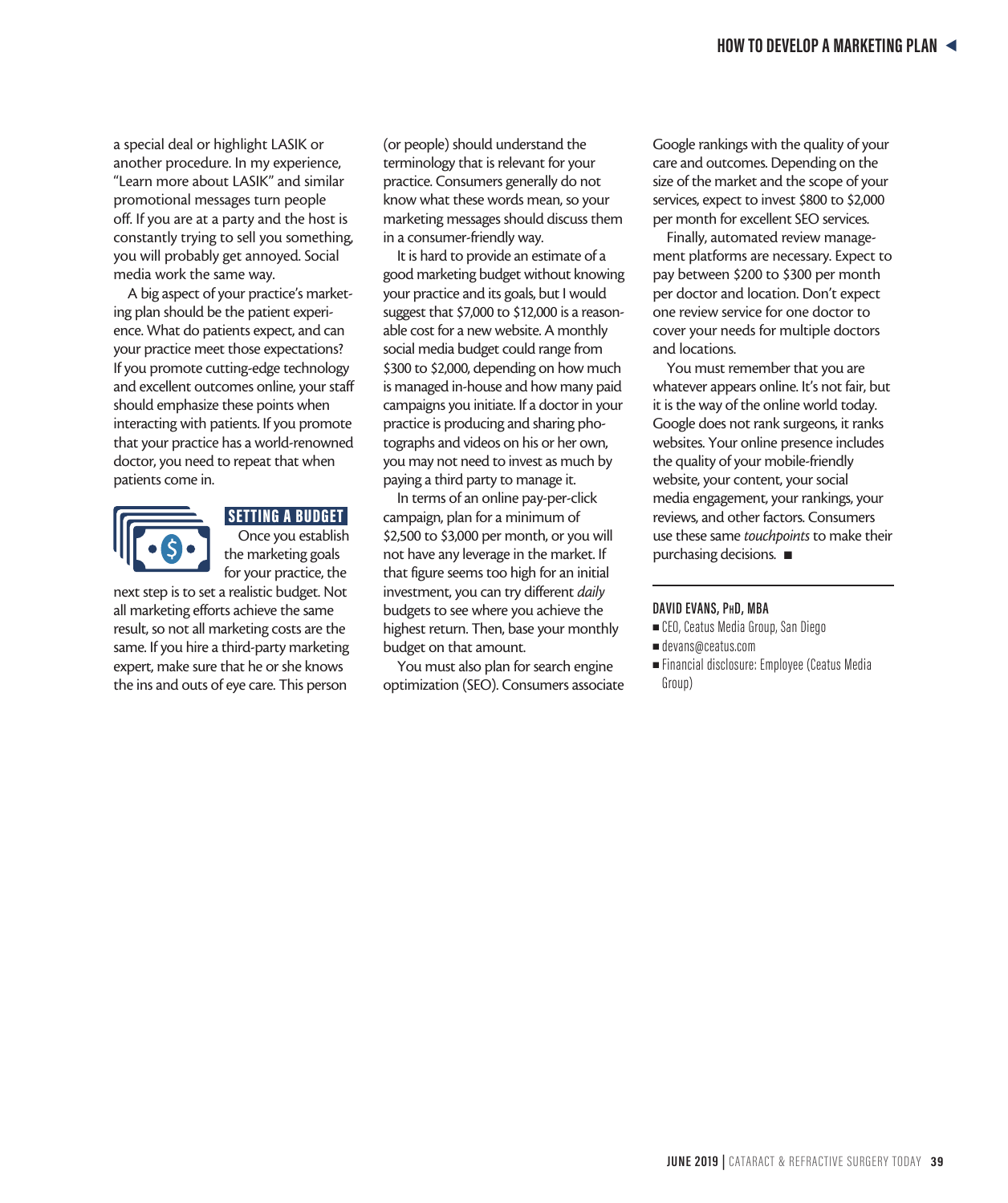a special deal or highlight LASIK or another procedure. In my experience, "Learn more about LASIK" and similar promotional messages turn people off. If you are at a party and the host is constantly trying to sell you something, you will probably get annoyed. Social media work the same way.

A big aspect of your practice's marketing plan should be the patient experience. What do patients expect, and can your practice meet those expectations? If you promote cutting-edge technology and excellent outcomes online, your staff should emphasize these points when interacting with patients. If you promote that your practice has a world-renowned doctor, you need to repeat that when patients come in.

## SETTING A BUDGET

Once you establish the marketing goals for your practice, the next step is to set a realistic budget. Not all marketing efforts achieve the same result, so not all marketing costs are the same. If you hire a third-party marketing expert, make sure that he or she knows the ins and outs of eye care. This person (or people) should understand the terminology that is relevant for your practice. Consumers generally do not know what these words mean, so your marketing messages should discuss them in a consumer-friendly way.

It is hard to provide an estimate of a good marketing budget without knowing your practice and its goals, but I would suggest that $7,000 to $12,000 is a reasonable cost for a new website. A monthly social media budget could range from $300 to $2,000, depending on how much is managed in-house and how many paid campaigns you initiate. If a doctor in your practice is producing and sharing photographs and videos on his or her own, you may not need to invest as much by paying a third party to manage it.

In terms of an online pay-per-click campaign, plan for a minimum of $2,500 to $3,000 per month, or you will not have any leverage in the market. If that figure seems too high for an initial investment, you can try different *daily* budgets to see where you achieve the highest return. Then, base your monthly budget on that amount.

You must also plan for search engine optimization (SEO). Consumers associate Google rankings with the quality of your care and outcomes. Depending on the size of the market and the scope of your services, expect to invest $800 to $2,000 per month for excellent SEO services.

Finally, automated review management platforms are necessary. Expect to pay between $200 to $300 per month per doctor and location. Don't expect one review service for one doctor to cover your needs for multiple doctors and locations.

You must remember that you are whatever appears online. It's not fair, but it is the way of the online world today. Google does not rank surgeons, it ranks websites. Your online presence includes the quality of your mobile-friendly website, your content, your social media engagement, your rankings, your reviews, and other factors. Consumers use these same *touchpoints* to make their purchasing decisions. ■

---

**DAVID EVANS, PhD, MBA**

- CEO, Ceatus Media Group, San Diego
- devans@ceatus.com
- Financial disclosure: Employee (Ceatus Media Group)